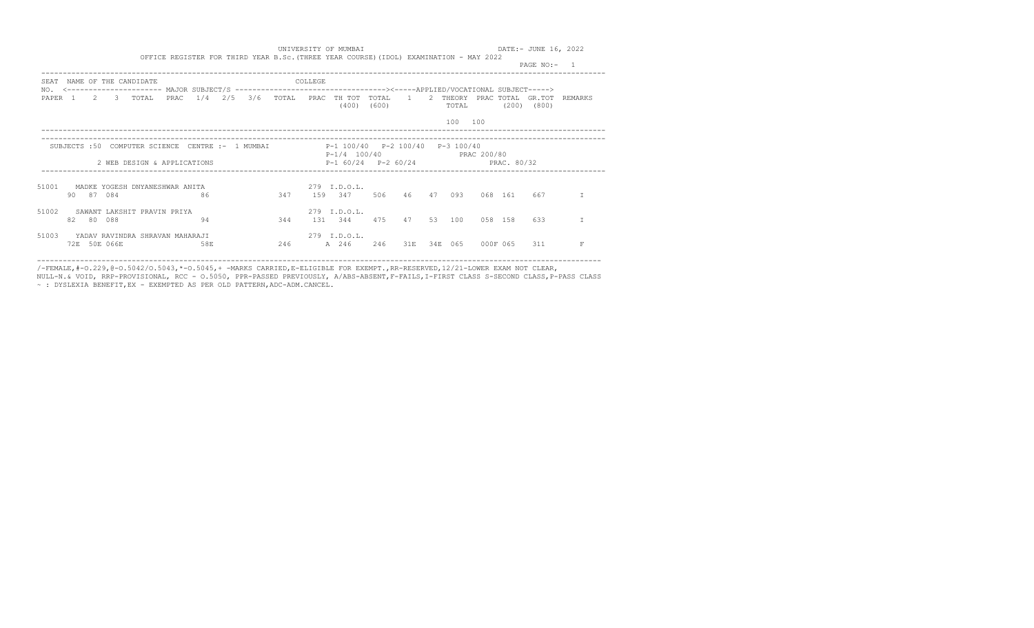UNIVERSITY OF MUMBAI

DATE:- JUNE 16, 2022

OFFICE REGISTER FOR THIRD YEAR B.Sc.(THREE YEAR COURSE)(IDOL) EXAMINATION - MAY 2022

| SEAT NO. | NAME OF THE CANDIDATE | | | | | | | | COLLEGE | | | | | | | | | | | |
|---|---|---|---|---|---|---|---|---|---|---|---|---|---|---|---|---|---|---|---|---|
| | <---------- MAJOR SUBJECT/S ----------> | | | | | | | | | | | | <-----APPLIED/VOCATIONAL SUBJECT-----> | | | | | | | |
| PAPER | 1 | 2 | 3 | TOTAL | PRAC | 1/4 | 2/5 | 3/6 | TOTAL | PRAC | TH TOT (400) | TOTAL (600) | 1 | 2 | THEORY TOTAL | PRAC | TOTAL (200) | GR.TOT (800) | REMARKS |
| | | | | | | | | | | | | | 100 | 100 | | | | | |

SUBJECTS :50 COMPUTER SCIENCE CENTRE :- 1 MUMBAI — P-1 100/40 P-2 100/40 P-3 100/40; P-1/4 100/40; PRAC 200/80

2 WEB DESIGN & APPLICATIONS — P-1 60/24 P-2 60/24; PRAC. 80/32

| SEAT NO. | NAME / PAPERS | 1 | 2 | 3 | TOTAL | PRAC | TH TOT | TOTAL | 1 | 2 | THEORY TOTAL | PRAC | TOTAL | GR.TOT | REMARKS |
|---|---|---|---|---|---|---|---|---|---|---|---|---|---|---|---|
| 51001 | MADKE YOGESH DNYANESHWAR ANITA (279 I.D.O.L.) | 90 | 87 | 084 | 86 | 347 | 159 347 | 506 | 46 | 47 | 093 | 068 | 161 | 667 | I |
| 51002 | SAWANT LAKSHIT PRAVIN PRIYA (279 I.D.O.L.) | 82 | 80 | 088 | 94 | 344 | 131 344 | 475 | 47 | 53 | 100 | 058 | 158 | 633 | I |
| 51003 | YADAV RAVINDRA SHRAVAN MAHARAJI (279 I.D.O.L.) | 72E | 50E | 066E | 58E | 246 | A 246 | 246 | 31E | 34E | 065 | 000F | 065 | 311 | F |

/-FEMALE,#-O.229,@-O.5042/O.5043,*-O.5045,+ -MARKS CARRIED,E-ELIGIBLE FOR EXEMPT.,RR-RESERVED,12/21-LOWER EXAM NOT CLEAR, NULL-N.& VOID, RRP-PROVISIONAL, RCC - O.5050, PPR-PASSED PREVIOUSLY, A/ABS-ABSENT,F-FAILS,I-FIRST CLASS S-SECOND CLASS,P-PASS CLASS ~ : DYSLEXIA BENEFIT,EX - EXEMPTED AS PER OLD PATTERN,ADC-ADM.CANCEL.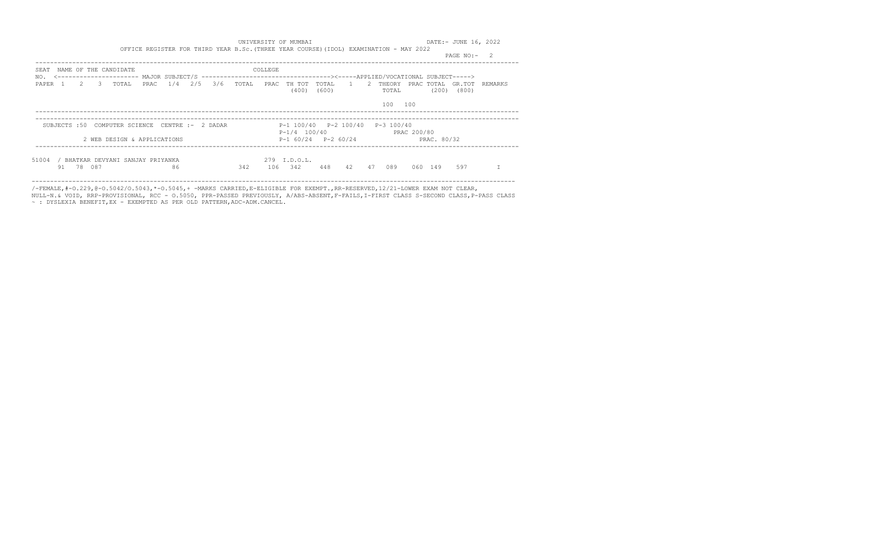UNIVERSITY OF MUMBAI

DATE:- JUNE 16, 2022

OFFICE REGISTER FOR THIRD YEAR B.Sc.(THREE YEAR COURSE)(IDOL) EXAMINATION - MAY 2022

PAGE NO:- 2

```
-----------------------------------------------------------------------------------------------------------------------------
SEAT  NAME OF THE CANDIDATE                                    COLLEGE
NO.  <--------------------- MAJOR SUBJECT/S ----------------------------------><-----APPLIED/VOCATIONAL SUBJECT----->
PAPER  1    2    3   TOTAL   PRAC   1/4   2/5   3/6   TOTAL   PRAC  TH TOT  TOTAL    1    2  THEORY  PRAC TOTAL  GR.TOT  REMARKS
                                                                     (400)  (600)              TOTAL        (200)  (800)

                                                                                          100   100
-----------------------------------------------------------------------------------------------------------------------------

-----------------------------------------------------------------------------------------------------------------------------
  SUBJECTS :50  COMPUTER SCIENCE  CENTRE :-  2 DADAR            P-1 100/40   P-2 100/40   P-3 100/40
                                                                P-1/4  100/40                    PRAC 200/80
            2 WEB DESIGN & APPLICATIONS                         P-1 60/24   P-2 60/24                   PRAC. 80/32
-----------------------------------------------------------------------------------------------------------------------------

51004  / BHATKAR DEVYANI SANJAY PRIYANKA                     279  I.D.O.L.
      91   78  087                  86               342     106   342     448    42    47   089     060  149     597        I

-----------------------------------------------------------------------------------------------------------------------------
```

/-FEMALE,#-O.229,@-O.5042/O.5043,*-O.5045,+ -MARKS CARRIED,E-ELIGIBLE FOR EXEMPT.,RR-RESERVED,12/21-LOWER EXAM NOT CLEAR,
NULL-N.& VOID, RRP-PROVISIONAL, RCC - O.5050, PPR-PASSED PREVIOUSLY, A/ABS-ABSENT,F-FAILS,I-FIRST CLASS S-SECOND CLASS,P-PASS CLASS
~ : DYSLEXIA BENEFIT,EX - EXEMPTED AS PER OLD PATTERN,ADC-ADM.CANCEL.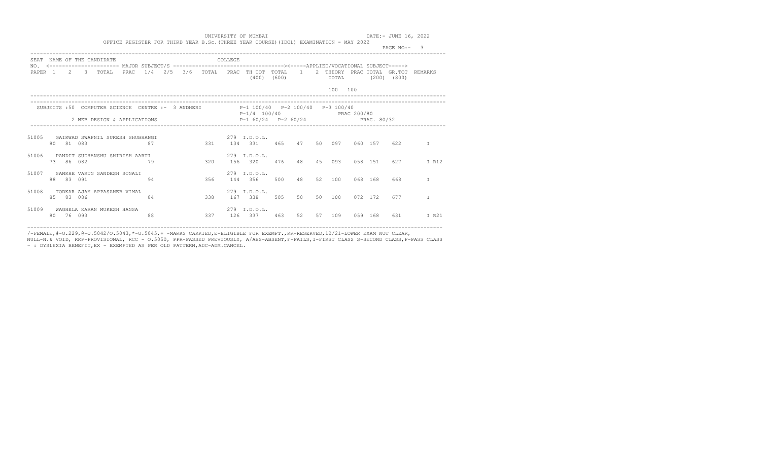UNIVERSITY OF MUMBAI

DATE:- JUNE 16, 2022

OFFICE REGISTER FOR THIRD YEAR B.Sc.(THREE YEAR COURSE)(IDOL) EXAMINATION - MAY 2022

SEAT NO. | NAME OF THE CANDIDATE | COLLEGE

<------- MAJOR SUBJECT/S -------><-----APPLIED/VOCATIONAL SUBJECT----->

PAPER 1 2 3 TOTAL PRAC 1/4 2/5 3/6 TOTAL PRAC TH TOT TOTAL (400) (600) 1 2 THEORY TOTAL PRAC TOTAL (200) GR.TOT (800) REMARKS

100 100

SUBJECTS :50 COMPUTER SCIENCE CENTRE :- 3 ANDHERI P-1 100/40 P-2 100/40 P-3 100/40 P-1/4 100/40 PRAC 200/80

2 WEB DESIGN & APPLICATIONS P-1 60/24 P-2 60/24 PRAC. 80/32

| SEAT NO. | NAME OF THE CANDIDATE | COLLEGE | PAPER 1 | 2 | 3 | 1/4 | TOTAL | PRAC | TH TOT | TOTAL (600) | 1 | 2 | THEORY TOTAL | PRAC | TOTAL (200) | GR.TOT (800) | REMARKS |
|---|---|---|---|---|---|---|---|---|---|---|---|---|---|---|---|---|---|
| 51005 | GAIKWAD SWAPNIL SURESH SHUBHANGI | 279 I.D.O.L. | 80 | 81 | 083 | 87 | 331 | 134 | 331 | 465 | 47 | 50 | 097 | 060 | 157 | 622 | I |
| 51006 | PANDIT SUDHANSHU SHIRISH AARTI | 279 I.D.O.L. | 73 | 86 | 082 | 79 | 320 | 156 | 320 | 476 | 48 | 45 | 093 | 058 | 151 | 627 | I R12 |
| 51007 | SANKHE VARUN SANDESH SONALI | 279 I.D.O.L. | 88 | 83 | 091 | 94 | 356 | 144 | 356 | 500 | 48 | 52 | 100 | 068 | 168 | 668 | I |
| 51008 | TODKAR AJAY APPASAHEB VIMAL | 279 I.D.O.L. | 85 | 83 | 086 | 84 | 338 | 167 | 338 | 505 | 50 | 50 | 100 | 072 | 172 | 677 | I |
| 51009 | WAGHELA KARAN MUKESH HANSA | 279 I.D.O.L. | 80 | 76 | 093 | 88 | 337 | 126 | 337 | 463 | 52 | 57 | 109 | 059 | 168 | 631 | I R21 |

/-FEMALE,#-O.229,@-O.5042/O.5043,*-O.5045,+ -MARKS CARRIED,E-ELIGIBLE FOR EXEMPT.,RR-RESERVED,12/21-LOWER EXAM NOT CLEAR, NULL-N.& VOID, RRP-PROVISIONAL, RCC - O.5050, PPR-PASSED PREVIOUSLY, A/ABS-ABSENT,F-FAILS,I-FIRST CLASS S-SECOND CLASS,P-PASS CLASS ~ : DYSLEXIA BENEFIT,EX - EXEMPTED AS PER OLD PATTERN,ADC-ADM.CANCEL.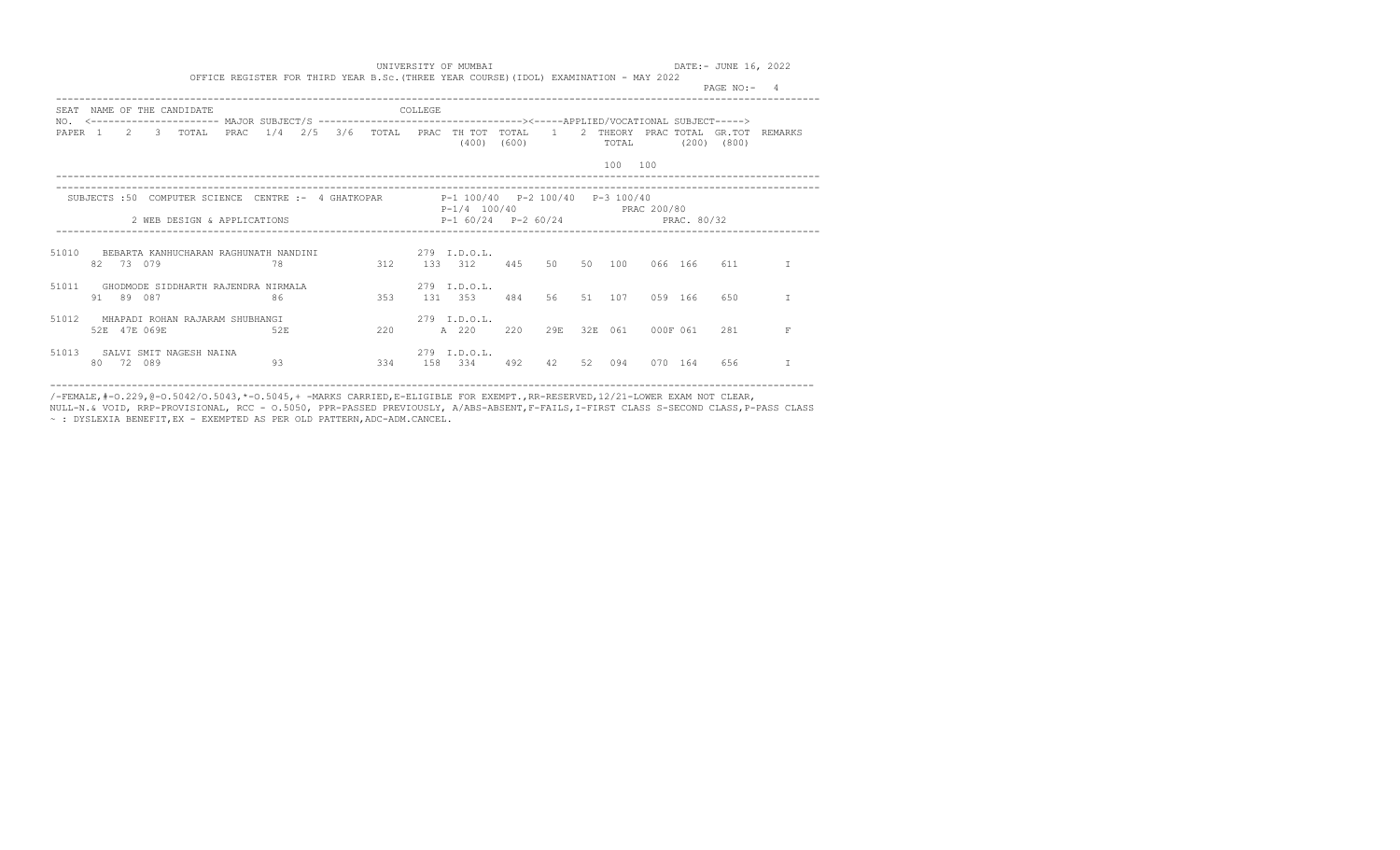UNIVERSITY OF MUMBAI

DATE:- JUNE 16, 2022

OFFICE REGISTER FOR THIRD YEAR B.Sc.(THREE YEAR COURSE)(IDOL) EXAMINATION - MAY 2022

| SEAT NO. | NAME OF THE CANDIDATE | | | | | | | | COLLEGE | | | | | | | | | | | |
|---|---|---|---|---|---|---|---|---|---|---|---|---|---|---|---|---|---|---|---|---|
| | <------ MAJOR SUBJECT/S ------> | | | | | | | | | | | | <----APPLIED/VOCATIONAL SUBJECT----> | | | | | | | |
| PAPER | 1 | 2 | 3 | TOTAL | PRAC | 1/4 | 2/5 | 3/6 | TOTAL | PRAC | TH TOT (400) | TOTAL (600) | 1 | 2 | THEORY TOTAL | PRAC | TOTAL (200) | GR.TOT (800) | REMARKS |
| | | | | | | | | | | | | | 100 | 100 | | | | | |

SUBJECTS :50 COMPUTER SCIENCE CENTRE :- 4 GHATKOPAR P-1 100/40 P-2 100/40 P-3 100/40 P-1/4 100/40 PRAC 200/80

2 WEB DESIGN & APPLICATIONS P-1 60/24 P-2 60/24 PRAC. 80/32

| SEAT NO. | NAME OF THE CANDIDATE | COLLEGE | 1 | 2 | 3 | TOTAL | PRAC | 1/4 | 2/5 | 3/6 | TOTAL | PRAC | TH TOT | TOTAL | 1 | 2 | THEORY TOTAL | PRAC | TOTAL | GR.TOT | REMARKS |
|---|---|---|---|---|---|---|---|---|---|---|---|---|---|---|---|---|---|---|---|---|---|
| 51010 | BEBARTA KANHUCHARAN RAGHUNATH NANDINI | 279 I.D.O.L. | 82 | 73 | 079 | | | 78 | | | 312 | 133 | 312 | 445 | 50 | 50 | 100 | 066 | 166 | 611 | I |
| 51011 | GHODMODE SIDDHARTH RAJENDRA NIRMALA | 279 I.D.O.L. | 91 | 89 | 087 | | | 86 | | | 353 | 131 | 353 | 484 | 56 | 51 | 107 | 059 | 166 | 650 | I |
| 51012 | MHAPADI ROHAN RAJARAM SHUBHANGI | 279 I.D.O.L. | 52E | 47E | 069E | | | 52E | | | 220 | A | 220 | 220 | 29E | 32E | 061 | 000F | 061 | 281 | F |
| 51013 | SALVI SMIT NAGESH NAINA | 279 I.D.O.L. | 80 | 72 | 089 | | | 93 | | | 334 | 158 | 334 | 492 | 42 | 52 | 094 | 070 | 164 | 656 | I |

/-FEMALE,#-O.229,@-O.5042/O.5043,*-O.5045,+ -MARKS CARRIED,E-ELIGIBLE FOR EXEMPT.,RR-RESERVED,12/21-LOWER EXAM NOT CLEAR, NULL-N.& VOID, RRP-PROVISIONAL, RCC - O.5050, PPR-PASSED PREVIOUSLY, A/ABS-ABSENT,F-FAILS,I-FIRST CLASS S-SECOND CLASS,P-PASS CLASS ~ : DYSLEXIA BENEFIT,EX - EXEMPTED AS PER OLD PATTERN,ADC-ADM.CANCEL.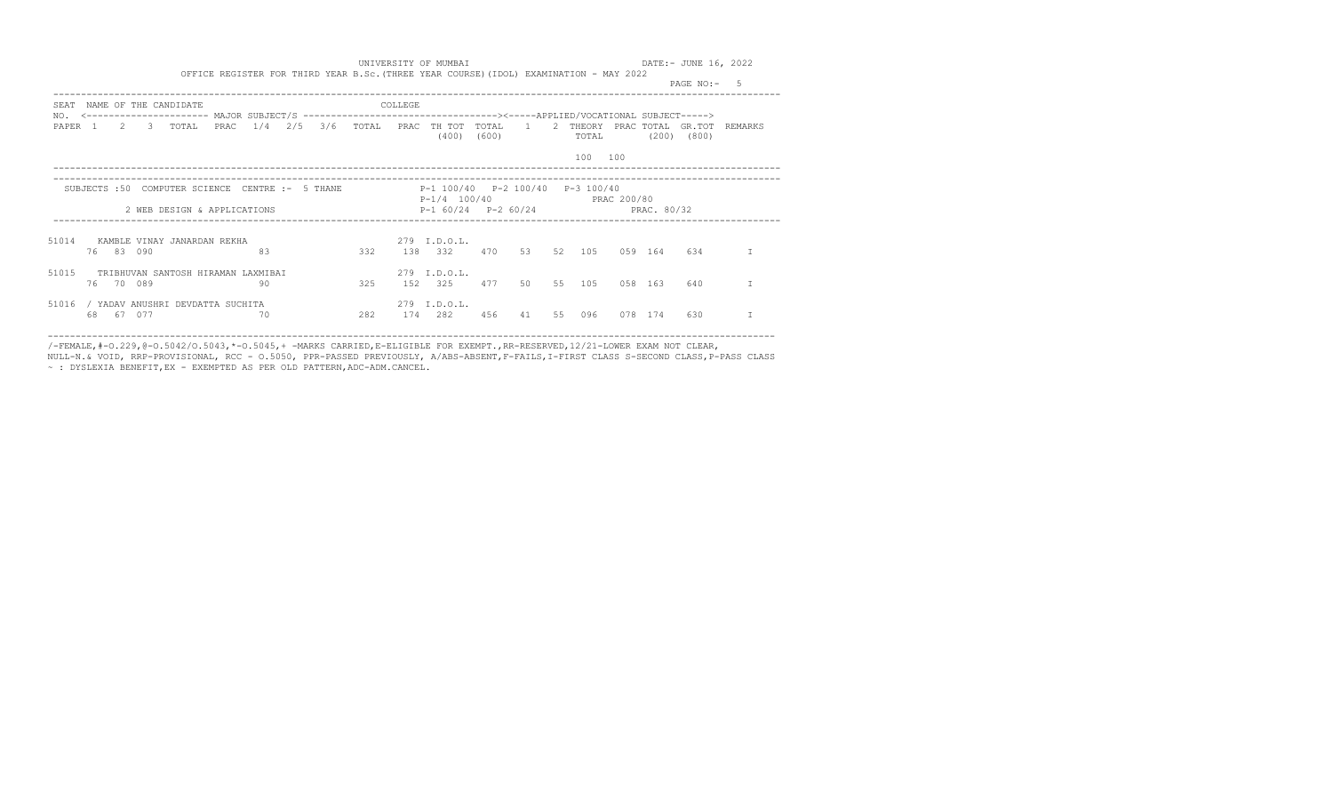UNIVERSITY OF MUMBAI

OFFICE REGISTER FOR THIRD YEAR B.Sc.(THREE YEAR COURSE)(IDOL) EXAMINATION - MAY 2022

DATE:- JUNE 16, 2022

| SEAT NO. | NAME OF THE CANDIDATE | | | | | | | | | COLLEGE | | | | | | | | | | | |
|---|---|---|---|---|---|---|---|---|---|---|---|---|---|---|---|---|---|---|---|---|---|
| | <---------------------- MAJOR SUBJECT/S | | | | | | | | | ----------------------------------> | | | <-----APPLIED/VOCATIONAL SUBJECT-----> | | | | | | | | |
| PAPER | 1 | 2 | 3 | TOTAL | PRAC | 1/4 | 2/5 | 3/6 | TOTAL | PRAC | TH TOT (400) | TOTAL (600) | 1 | 2 | THEORY TOTAL | PRAC | TOTAL (200) | GR.TOT (800) | REMARKS |
| | | | | | | | | | | | | | 100 | 100 | | | | | |

SUBJECTS :50 COMPUTER SCIENCE CENTRE :- 5 THANE — P-1 100/40 P-2 100/40 P-3 100/40; P-1/4 100/40; PRAC 200/80

2 WEB DESIGN & APPLICATIONS — P-1 60/24 P-2 60/24; PRAC. 80/32

| SEAT NO. | NAME OF THE CANDIDATE | 1 | 2 | 3 | PRAC | 1/4 | TOTAL | PRAC | TH TOT (400) | TOTAL (600) | 1 | 2 | THEORY TOTAL | PRAC | TOTAL (200) | GR.TOT (800) | REMARKS | COLLEGE |
|---|---|---|---|---|---|---|---|---|---|---|---|---|---|---|---|---|---|---|
| 51014 | KAMBLE VINAY JANARDAN REKHA | 76 | 83 | 090 | | 83 | 332 | 138 | 332 | 470 | 53 | 52 | 105 | 059 | 164 | 634 | I | 279 I.D.O.L. |
| 51015 | TRIBHUVAN SANTOSH HIRAMAN LAXMIBAI | 76 | 70 | 089 | | 90 | 325 | 152 | 325 | 477 | 50 | 55 | 105 | 058 | 163 | 640 | I | 279 I.D.O.L. |
| 51016 | / YADAV ANUSHRI DEVDATTA SUCHITA | 68 | 67 | 077 | | 70 | 282 | 174 | 282 | 456 | 41 | 55 | 096 | 078 | 174 | 630 | I | 279 I.D.O.L. |

/-FEMALE,#-O.229,@-O.5042/O.5043,*-O.5045,+ -MARKS CARRIED,E-ELIGIBLE FOR EXEMPT.,RR-RESERVED,12/21-LOWER EXAM NOT CLEAR, NULL-N.& VOID, RRP-PROVISIONAL, RCC - O.5050, PPR-PASSED PREVIOUSLY, A/ABS-ABSENT,F-FAILS,I-FIRST CLASS S-SECOND CLASS,P-PASS CLASS ~ : DYSLEXIA BENEFIT,EX - EXEMPTED AS PER OLD PATTERN,ADC-ADM.CANCEL.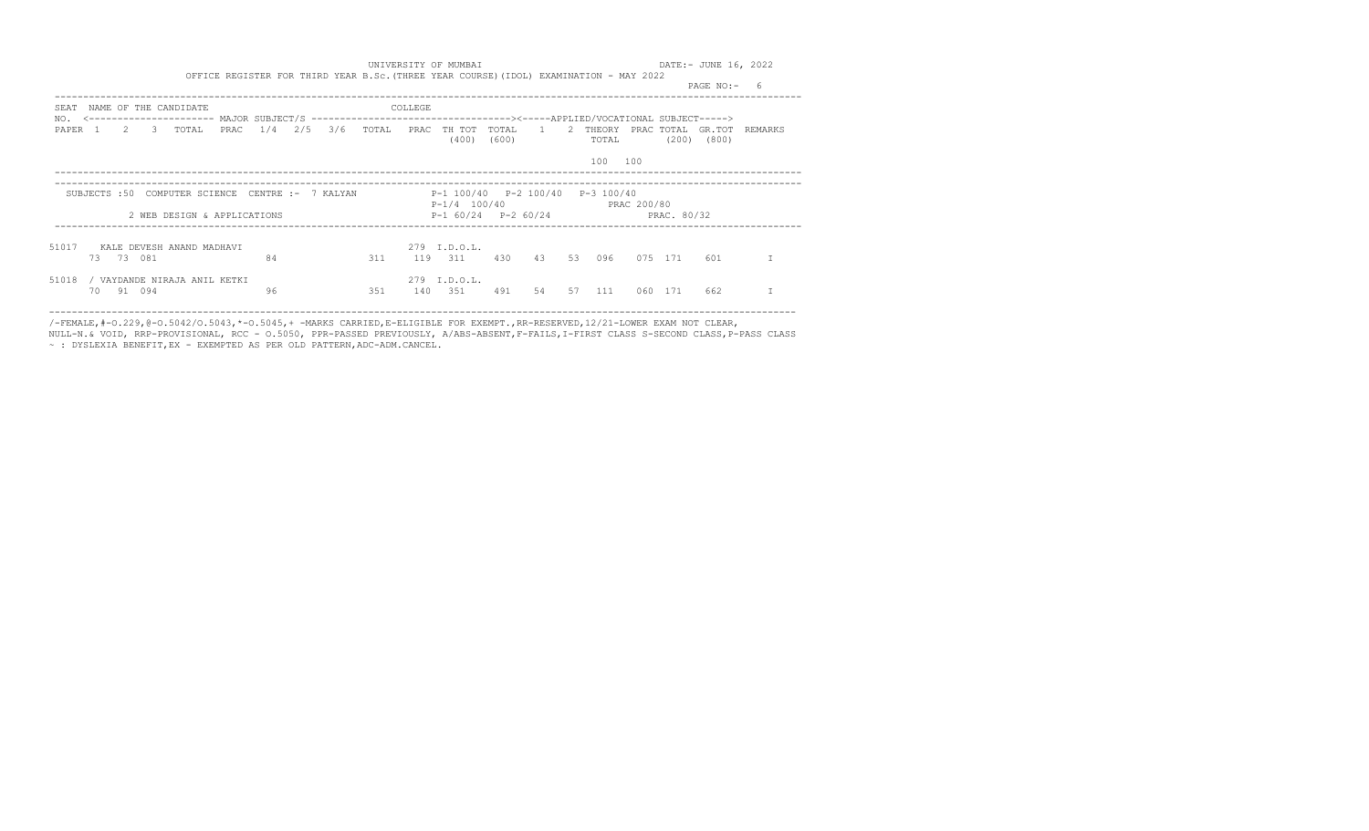UNIVERSITY OF MUMBAI

DATE:- JUNE 16, 2022

OFFICE REGISTER FOR THIRD YEAR B.Sc.(THREE YEAR COURSE)(IDOL) EXAMINATION - MAY 2022

| SEAT NO. | NAME OF THE CANDIDATE | | | | | | | | | COLLEGE | | | | | | | | | | |
|---|---|---|---|---|---|---|---|---|---|---|---|---|---|---|---|---|---|---|---|---|
| | <---------- MAJOR SUBJECT/S ----------> | | | | | | | | | | | | <-----APPLIED/VOCATIONAL SUBJECT-----> | | | | | | | |
| PAPER | 1 | 2 | 3 | TOTAL | PRAC | 1/4 | 2/5 | 3/6 | TOTAL | PRAC | TH TOT (400) | TOTAL (600) | 1 | 2 | THEORY TOTAL | PRAC | TOTAL (200) | GR.TOT (800) | REMARKS |
| | | | | | | | | | | | | | 100 | 100 | | | | | |

SUBJECTS :50 COMPUTER SCIENCE CENTRE :- 7 KALYAN

P-1 100/40 P-2 100/40 P-3 100/40

P-1/4 100/40 PRAC 200/80

2 WEB DESIGN & APPLICATIONS

P-1 60/24 P-2 60/24 PRAC. 80/32

| SEAT NO. | NAME | 1 | 2 | 3 | TOTAL | PRAC | TOTAL | PRAC | TH TOT | TOTAL | 1 | 2 | THEORY TOTAL | PRAC | TOTAL | GR.TOT | REMARKS |
|---|---|---|---|---|---|---|---|---|---|---|---|---|---|---|---|---|---|
| 51017 | KALE DEVESH ANAND MADHAVI (279 I.D.O.L.) | 73 | 73 | 081 | | 84 | 311 | 119 | 311 | 430 | 43 | 53 | 096 | 075 | 171 | 601 | I |
| 51018 | / VAYDANDE NIRAJA ANIL KETKI (279 I.D.O.L.) | 70 | 91 | 094 | | 96 | 351 | 140 | 351 | 491 | 54 | 57 | 111 | 060 | 171 | 662 | I |

/-FEMALE,#-O.229,@-O.5042/O.5043,*-O.5045,+ -MARKS CARRIED,E-ELIGIBLE FOR EXEMPT.,RR-RESERVED,12/21-LOWER EXAM NOT CLEAR,
NULL-N.& VOID, RRP-PROVISIONAL, RCC - O.5050, PPR-PASSED PREVIOUSLY, A/ABS-ABSENT,F-FAILS,I-FIRST CLASS S-SECOND CLASS,P-PASS CLASS
~ : DYSLEXIA BENEFIT,EX - EXEMPTED AS PER OLD PATTERN,ADC-ADM.CANCEL.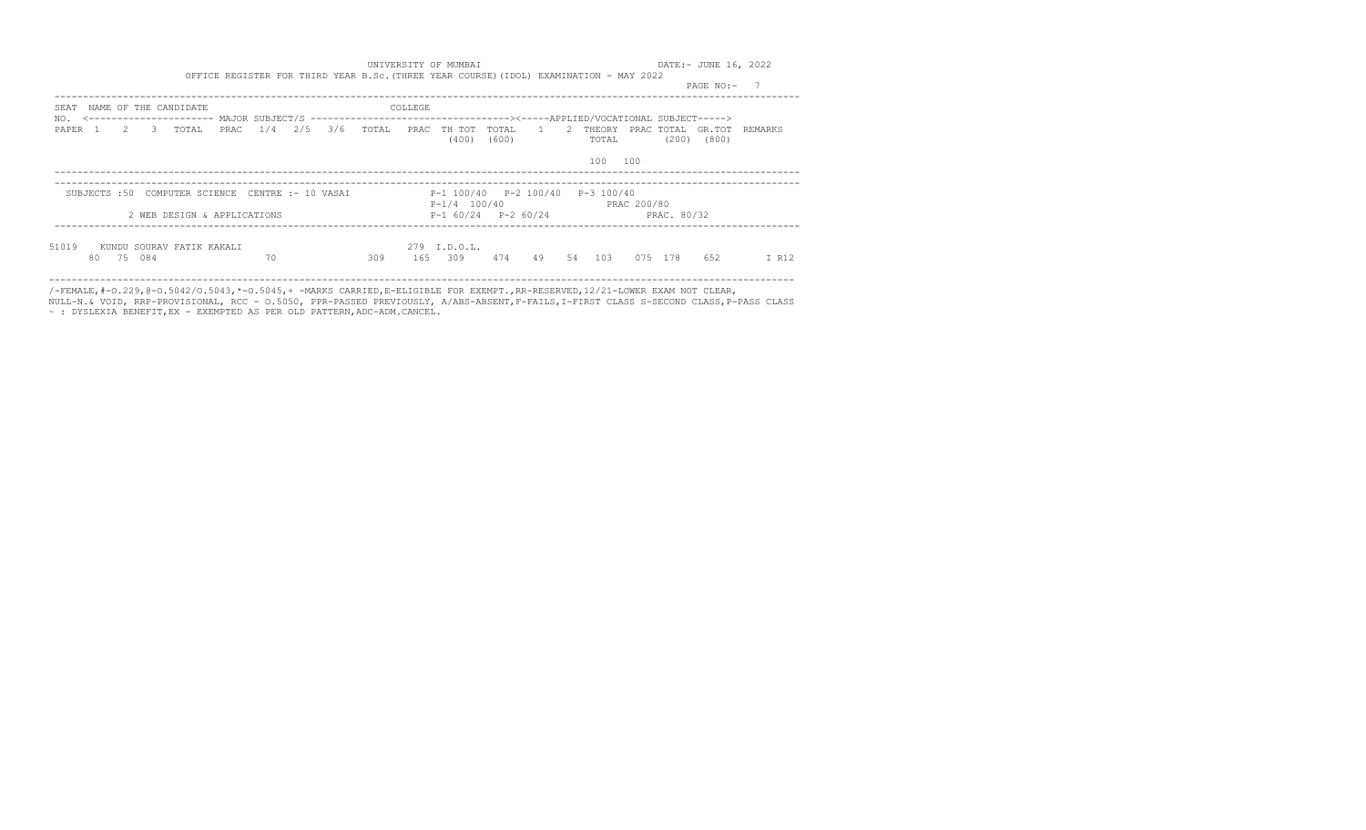UNIVERSITY OF MUMBAI

DATE:- JUNE 16, 2022

OFFICE REGISTER FOR THIRD YEAR B.Sc.(THREE YEAR COURSE)(IDOL) EXAMINATION - MAY 2022

PAGE NO:- 7

```
SEAT  NAME OF THE CANDIDATE                                 COLLEGE
NO.  <--------------------- MAJOR SUBJECT/S ----------------------------------><-----APPLIED/VOCATIONAL SUBJECT----->
PAPER  1    2    3   TOTAL  PRAC  1/4  2/5  3/6  TOTAL  PRAC  TH TOT  TOTAL    1    2  THEORY  PRAC TOTAL  GR.TOT  REMARKS
                                                              (400)   (600)            TOTAL         (200)   (800)

                                                                                        100   100
```

```
 SUBJECTS :50  COMPUTER SCIENCE  CENTRE :- 10 VASAI              P-1 100/40   P-2 100/40   P-3 100/40
                                                                 P-1/4  100/40                   PRAC 200/80
            2 WEB DESIGN & APPLICATIONS                          P-1 60/24   P-2 60/24                   PRAC. 80/32
```

```
51019    KUNDU SOURAV FATIK KAKALI                          279  I.D.O.L.
      80   75  084              70               309    165   309     474    49    54   103     075  178     652        I R12
```

/-FEMALE,#-O.229,@-O.5042/O.5043,*-O.5045,+ -MARKS CARRIED,E-ELIGIBLE FOR EXEMPT.,RR-RESERVED,12/21-LOWER EXAM NOT CLEAR, NULL-N.& VOID, RRP-PROVISIONAL, RCC - O.5050, PPR-PASSED PREVIOUSLY, A/ABS-ABSENT,F-FAILS,I-FIRST CLASS S-SECOND CLASS,P-PASS CLASS ~ : DYSLEXIA BENEFIT,EX - EXEMPTED AS PER OLD PATTERN,ADC-ADM.CANCEL.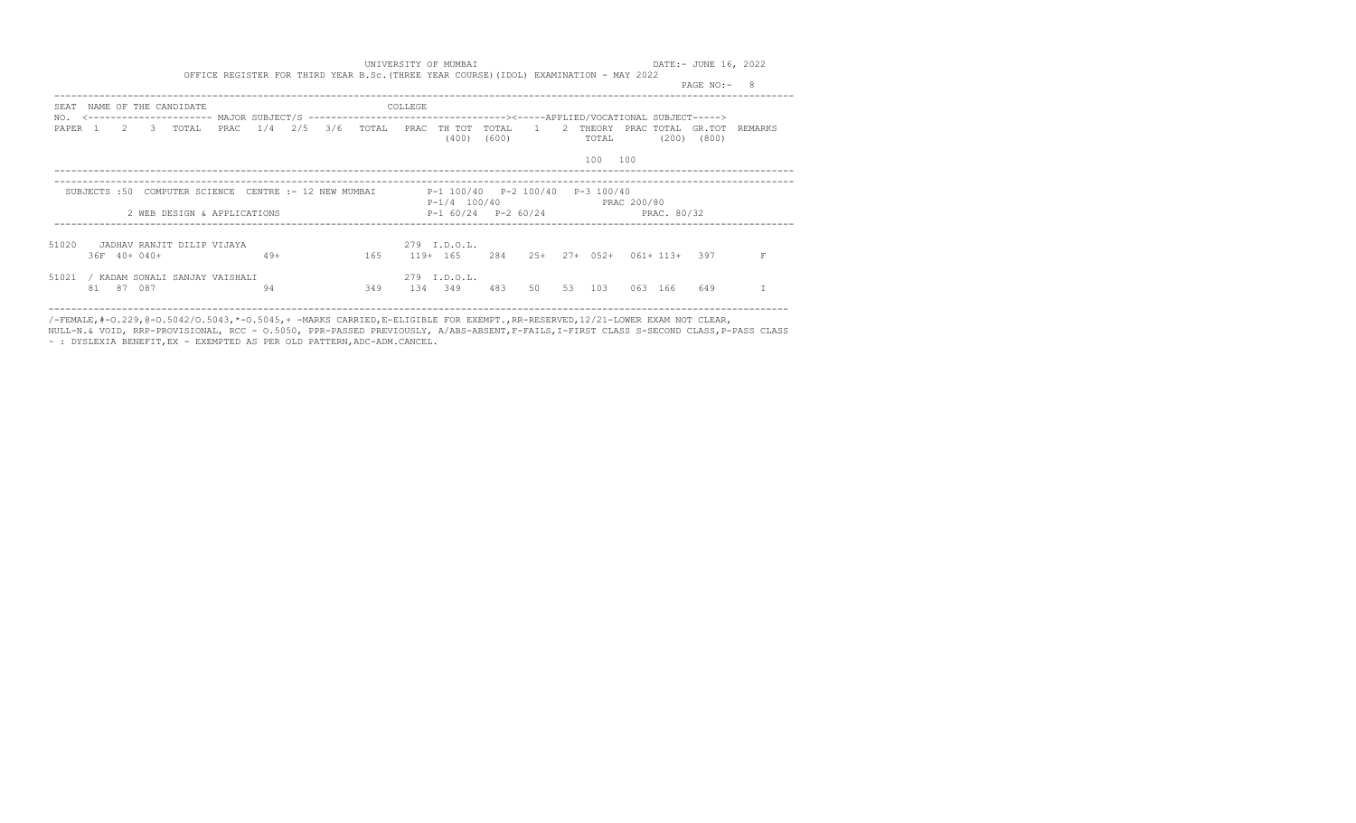UNIVERSITY OF MUMBAI

DATE:- JUNE 16, 2022

OFFICE REGISTER FOR THIRD YEAR B.Sc.(THREE YEAR COURSE)(IDOL) EXAMINATION - MAY 2022

```
SEAT  NAME OF THE CANDIDATE                                    COLLEGE
NO.  <--------------------- MAJOR SUBJECT/S ---------------------------------><-----APPLIED/VOCATIONAL SUBJECT----->
PAPER 1    2    3   TOTAL   PRAC  1/4  2/5  3/6  TOTAL   PRAC  TH TOT  TOTAL    1    2  THEORY  PRAC TOTAL  GR.TOT  REMARKS
                                                              (400)  (600)               TOTAL        (200)  (800)

                                                                                          100   100
```

```
SUBJECTS :50  COMPUTER SCIENCE  CENTRE :- 12 NEW MUMBAI        P-1 100/40  P-2 100/40  P-3 100/40
                                                               P-1/4  100/40                 PRAC 200/80
           2 WEB DESIGN & APPLICATIONS                         P-1 60/24  P-2 60/24               PRAC. 80/32
```

```
51020    JADHAV RANJIT DILIP VIJAYA                          279  I.D.O.L.
     36F  40+ 040+              49+              165     119+ 165    284   25+   27+  052+   061+ 113+   397       F

51021  / KADAM SONALI SANJAY VAISHALI                        279  I.D.O.L.
     81   87  087               94               349     134  349    483   50    53   103    063  166    649       I
```

/-FEMALE,#-O.229,@-O.5042/O.5043,*-O.5045,+ -MARKS CARRIED,E-ELIGIBLE FOR EXEMPT.,RR-RESERVED,12/21-LOWER EXAM NOT CLEAR,
NULL-N.& VOID, RRP-PROVISIONAL, RCC - O.5050, PPR-PASSED PREVIOUSLY, A/ABS-ABSENT,F-FAILS,I-FIRST CLASS S-SECOND CLASS,P-PASS CLASS
~ : DYSLEXIA BENEFIT,EX - EXEMPTED AS PER OLD PATTERN,ADC-ADM.CANCEL.